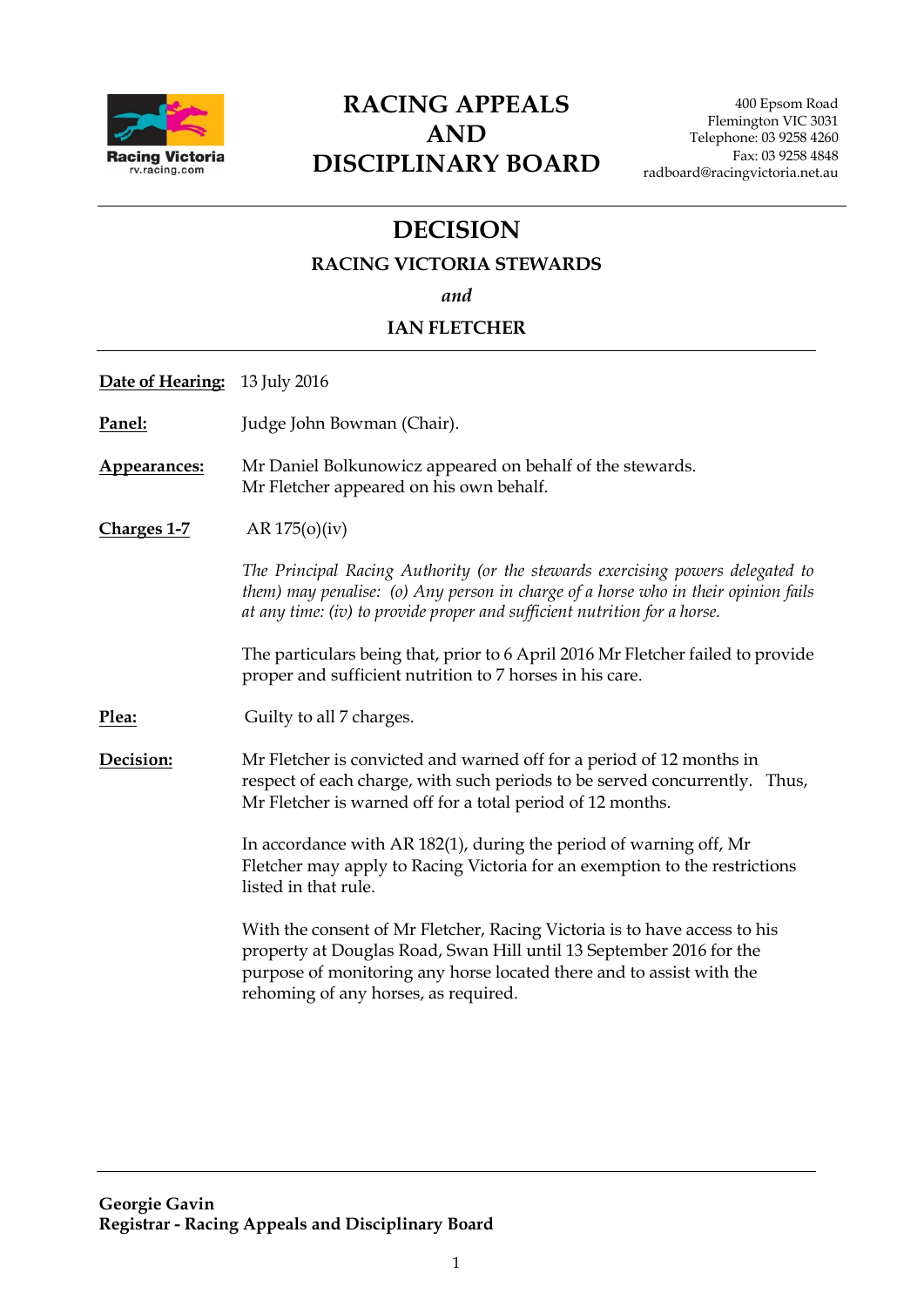# RACING APPEALS AND DISCIPLINARY BOARD

400 Epsom Road
Flemington VIC 3031
Telephone: 03 9258 4260
Fax: 03 9258 4848
radboard@racingvictoria.net.au

## DECISION

### RACING VICTORIA STEWARDS

*and*

### IAN FLETCHER

**Date of Hearing:** 13 July 2016

**Panel:** Judge John Bowman (Chair).

**Appearances:** Mr Daniel Bolkunowicz appeared on behalf of the stewards.
Mr Fletcher appeared on his own behalf.

**Charges 1-7** AR 175(o)(iv)

*The Principal Racing Authority (or the stewards exercising powers delegated to them) may penalise: (o) Any person in charge of a horse who in their opinion fails at any time: (iv) to provide proper and sufficient nutrition for a horse.*

The particulars being that, prior to 6 April 2016 Mr Fletcher failed to provide proper and sufficient nutrition to 7 horses in his care.

**Plea:** Guilty to all 7 charges.

**Decision:** Mr Fletcher is convicted and warned off for a period of 12 months in respect of each charge, with such periods to be served concurrently. Thus, Mr Fletcher is warned off for a total period of 12 months.

In accordance with AR 182(1), during the period of warning off, Mr Fletcher may apply to Racing Victoria for an exemption to the restrictions listed in that rule.

With the consent of Mr Fletcher, Racing Victoria is to have access to his property at Douglas Road, Swan Hill until 13 September 2016 for the purpose of monitoring any horse located there and to assist with the rehoming of any horses, as required.

**Georgie Gavin**
**Registrar - Racing Appeals and Disciplinary Board**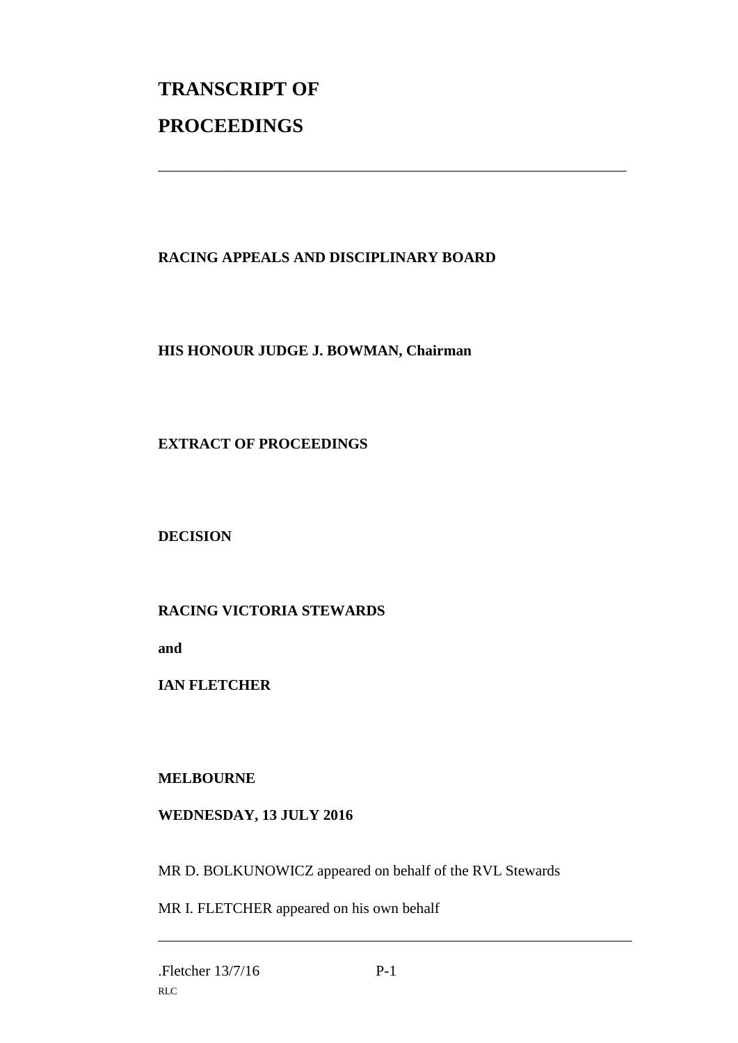# TRANSCRIPT OF PROCEEDINGS

---

**RACING APPEALS AND DISCIPLINARY BOARD**

**HIS HONOUR JUDGE J. BOWMAN, Chairman**

**EXTRACT OF PROCEEDINGS**

**DECISION**

**RACING VICTORIA STEWARDS**

**and**

**IAN FLETCHER**

**MELBOURNE**

**WEDNESDAY, 13 JULY 2016**

MR D. BOLKUNOWICZ appeared on behalf of the RVL Stewards

MR I. FLETCHER appeared on his own behalf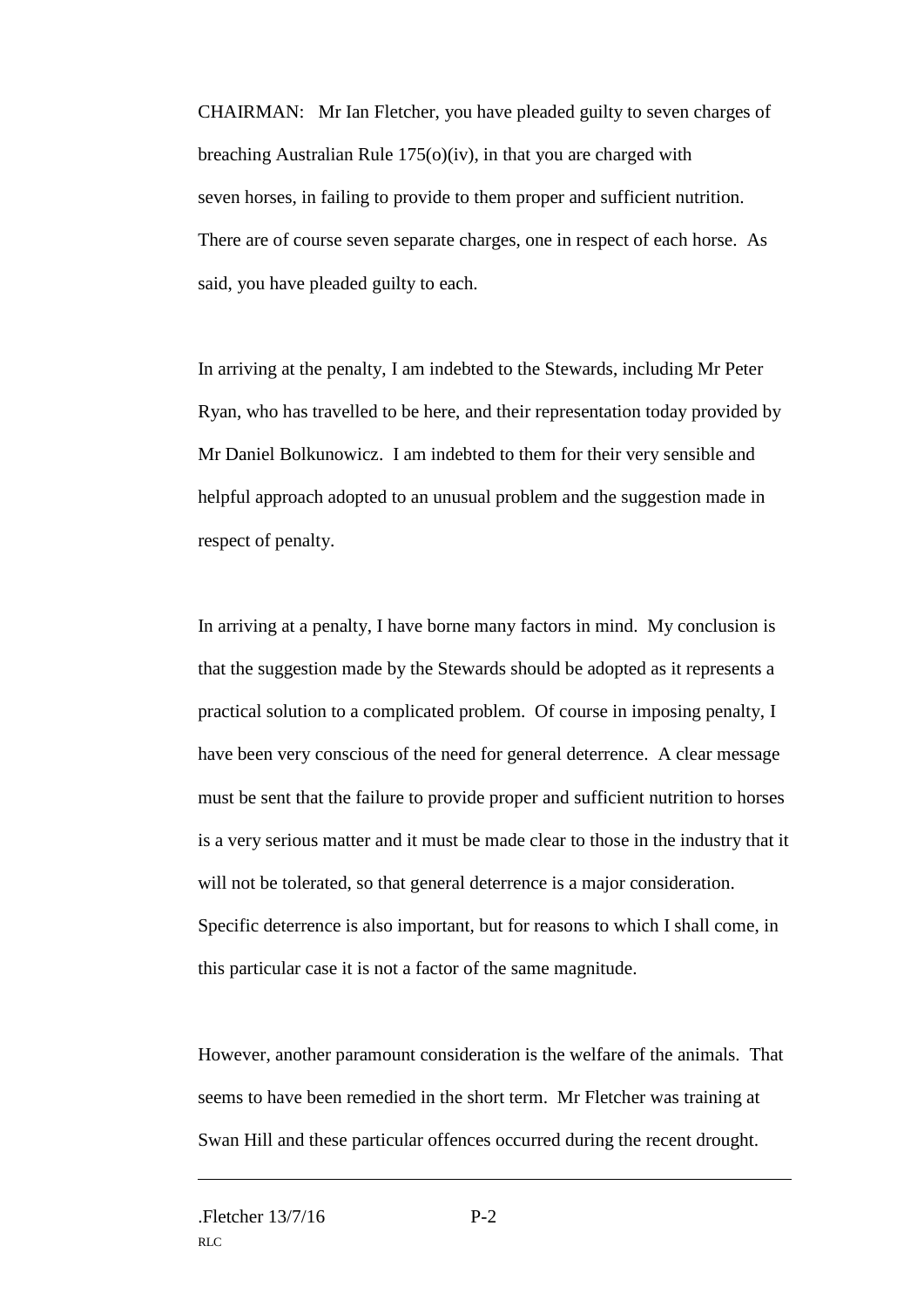CHAIRMAN: Mr Ian Fletcher, you have pleaded guilty to seven charges of breaching Australian Rule 175(o)(iv), in that you are charged with seven horses, in failing to provide to them proper and sufficient nutrition. There are of course seven separate charges, one in respect of each horse. As said, you have pleaded guilty to each.

In arriving at the penalty, I am indebted to the Stewards, including Mr Peter Ryan, who has travelled to be here, and their representation today provided by Mr Daniel Bolkunowicz. I am indebted to them for their very sensible and helpful approach adopted to an unusual problem and the suggestion made in respect of penalty.

In arriving at a penalty, I have borne many factors in mind. My conclusion is that the suggestion made by the Stewards should be adopted as it represents a practical solution to a complicated problem. Of course in imposing penalty, I have been very conscious of the need for general deterrence. A clear message must be sent that the failure to provide proper and sufficient nutrition to horses is a very serious matter and it must be made clear to those in the industry that it will not be tolerated, so that general deterrence is a major consideration. Specific deterrence is also important, but for reasons to which I shall come, in this particular case it is not a factor of the same magnitude.

However, another paramount consideration is the welfare of the animals. That seems to have been remedied in the short term. Mr Fletcher was training at Swan Hill and these particular offences occurred during the recent drought.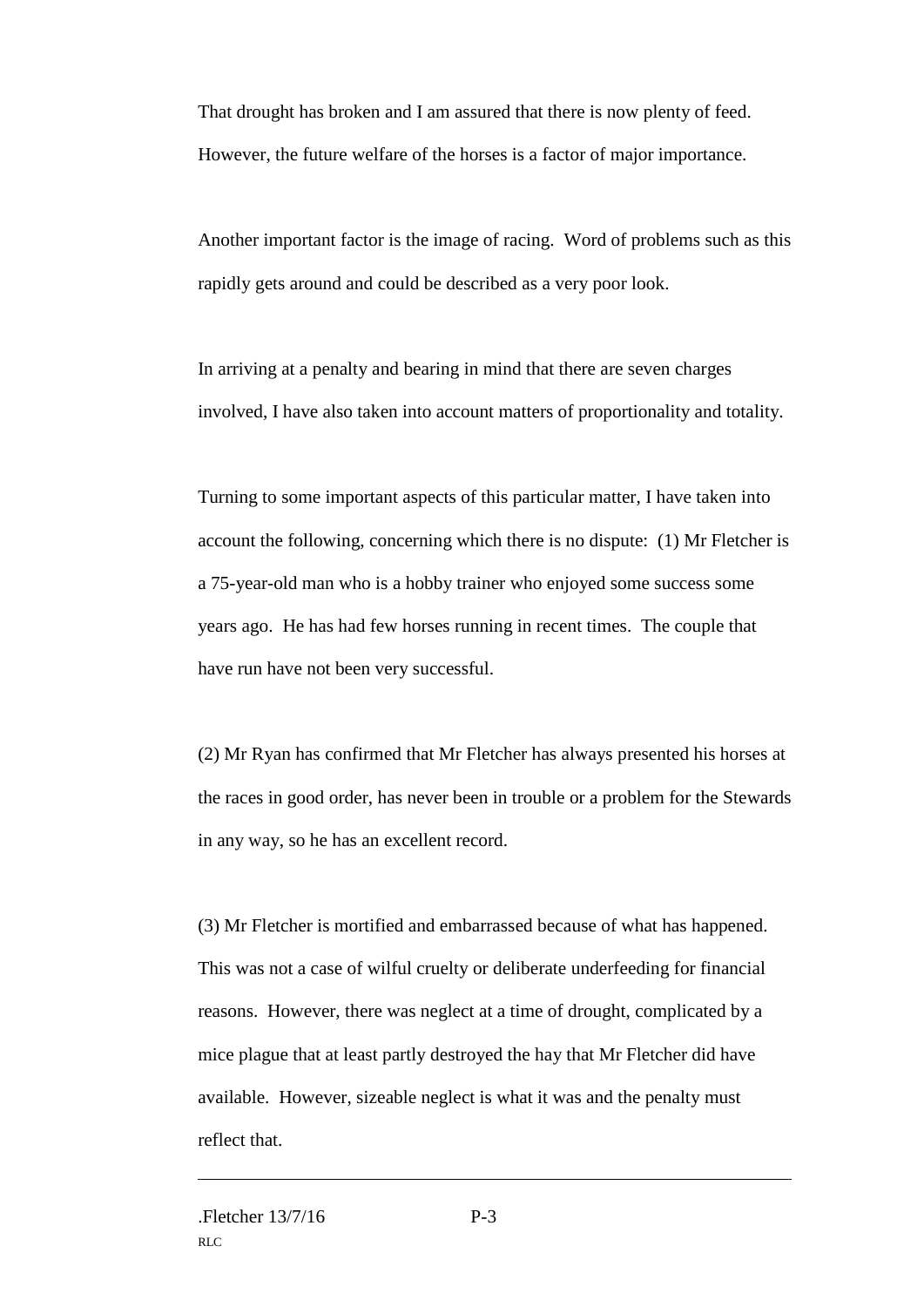That drought has broken and I am assured that there is now plenty of feed. However, the future welfare of the horses is a factor of major importance.

Another important factor is the image of racing. Word of problems such as this rapidly gets around and could be described as a very poor look.

In arriving at a penalty and bearing in mind that there are seven charges involved, I have also taken into account matters of proportionality and totality.

Turning to some important aspects of this particular matter, I have taken into account the following, concerning which there is no dispute: (1) Mr Fletcher is a 75-year-old man who is a hobby trainer who enjoyed some success some years ago. He has had few horses running in recent times. The couple that have run have not been very successful.

(2) Mr Ryan has confirmed that Mr Fletcher has always presented his horses at the races in good order, has never been in trouble or a problem for the Stewards in any way, so he has an excellent record.

(3) Mr Fletcher is mortified and embarrassed because of what has happened. This was not a case of wilful cruelty or deliberate underfeeding for financial reasons. However, there was neglect at a time of drought, complicated by a mice plague that at least partly destroyed the hay that Mr Fletcher did have available. However, sizeable neglect is what it was and the penalty must reflect that.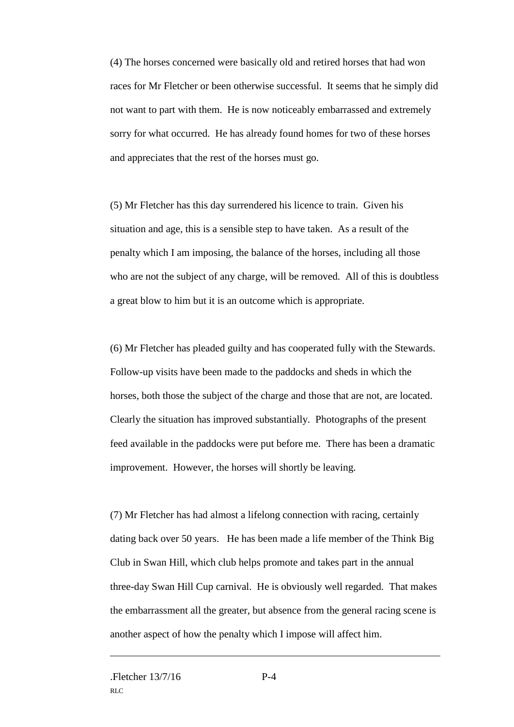(4) The horses concerned were basically old and retired horses that had won races for Mr Fletcher or been otherwise successful. It seems that he simply did not want to part with them. He is now noticeably embarrassed and extremely sorry for what occurred. He has already found homes for two of these horses and appreciates that the rest of the horses must go.

(5) Mr Fletcher has this day surrendered his licence to train. Given his situation and age, this is a sensible step to have taken. As a result of the penalty which I am imposing, the balance of the horses, including all those who are not the subject of any charge, will be removed. All of this is doubtless a great blow to him but it is an outcome which is appropriate.

(6) Mr Fletcher has pleaded guilty and has cooperated fully with the Stewards. Follow-up visits have been made to the paddocks and sheds in which the horses, both those the subject of the charge and those that are not, are located. Clearly the situation has improved substantially. Photographs of the present feed available in the paddocks were put before me. There has been a dramatic improvement. However, the horses will shortly be leaving.

(7) Mr Fletcher has had almost a lifelong connection with racing, certainly dating back over 50 years. He has been made a life member of the Think Big Club in Swan Hill, which club helps promote and takes part in the annual three-day Swan Hill Cup carnival. He is obviously well regarded. That makes the embarrassment all the greater, but absence from the general racing scene is another aspect of how the penalty which I impose will affect him.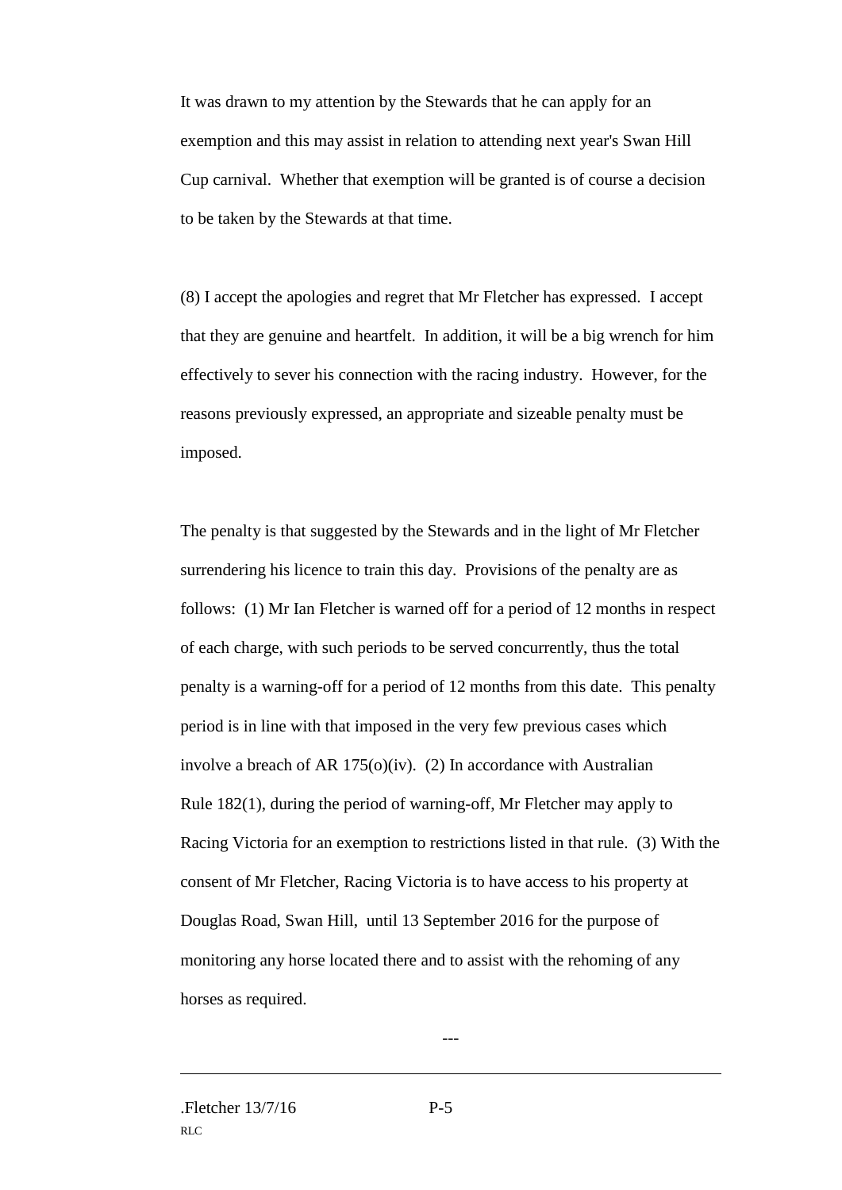It was drawn to my attention by the Stewards that he can apply for an exemption and this may assist in relation to attending next year's Swan Hill Cup carnival. Whether that exemption will be granted is of course a decision to be taken by the Stewards at that time.

(8) I accept the apologies and regret that Mr Fletcher has expressed. I accept that they are genuine and heartfelt. In addition, it will be a big wrench for him effectively to sever his connection with the racing industry. However, for the reasons previously expressed, an appropriate and sizeable penalty must be imposed.

The penalty is that suggested by the Stewards and in the light of Mr Fletcher surrendering his licence to train this day. Provisions of the penalty are as follows: (1) Mr Ian Fletcher is warned off for a period of 12 months in respect of each charge, with such periods to be served concurrently, thus the total penalty is a warning-off for a period of 12 months from this date. This penalty period is in line with that imposed in the very few previous cases which involve a breach of AR 175(o)(iv). (2) In accordance with Australian Rule 182(1), during the period of warning-off, Mr Fletcher may apply to Racing Victoria for an exemption to restrictions listed in that rule. (3) With the consent of Mr Fletcher, Racing Victoria is to have access to his property at Douglas Road, Swan Hill, until 13 September 2016 for the purpose of monitoring any horse located there and to assist with the rehoming of any horses as required.

---